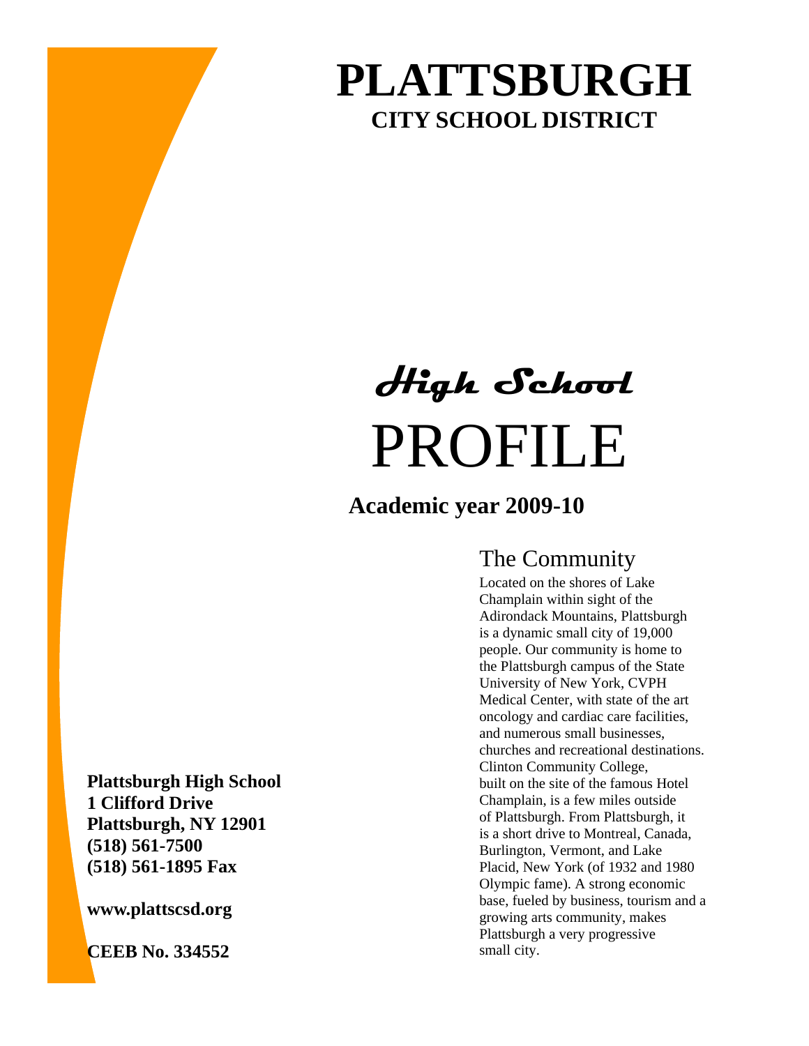# PLATTSBURGH

## CITY SCHOOL DISTRICT

# *High School* PROFILE

**Academic year 2009-10**

## The Community

Located on the shores of Lake Champlain within sight of the Adirondack Mountains, Plattsburgh is a dynamic small city of 19,000 people. Our community is home to the Plattsburgh campus of the State University of New York, CVPH Medical Center, with state of the art oncology and cardiac care facilities, and numerous small businesses, churches and recreational destinations. Clinton Community College, built on the site of the famous Hotel Champlain, is a few miles outside of Plattsburgh. From Plattsburgh, it is a short drive to Montreal, Canada, Burlington, Vermont, and Lake Placid, New York (of 1932 and 1980 Olympic fame). A strong economic base, fueled by business, tourism and a growing arts community, makes Plattsburgh a very progressive small city.

**Plattsburgh High School**
**1 Clifford Drive**
**Plattsburgh, NY 12901**
**(518) 561-7500**
**(518) 561-1895 Fax**

**www.plattscsd.org**

**CEEB No. 334552**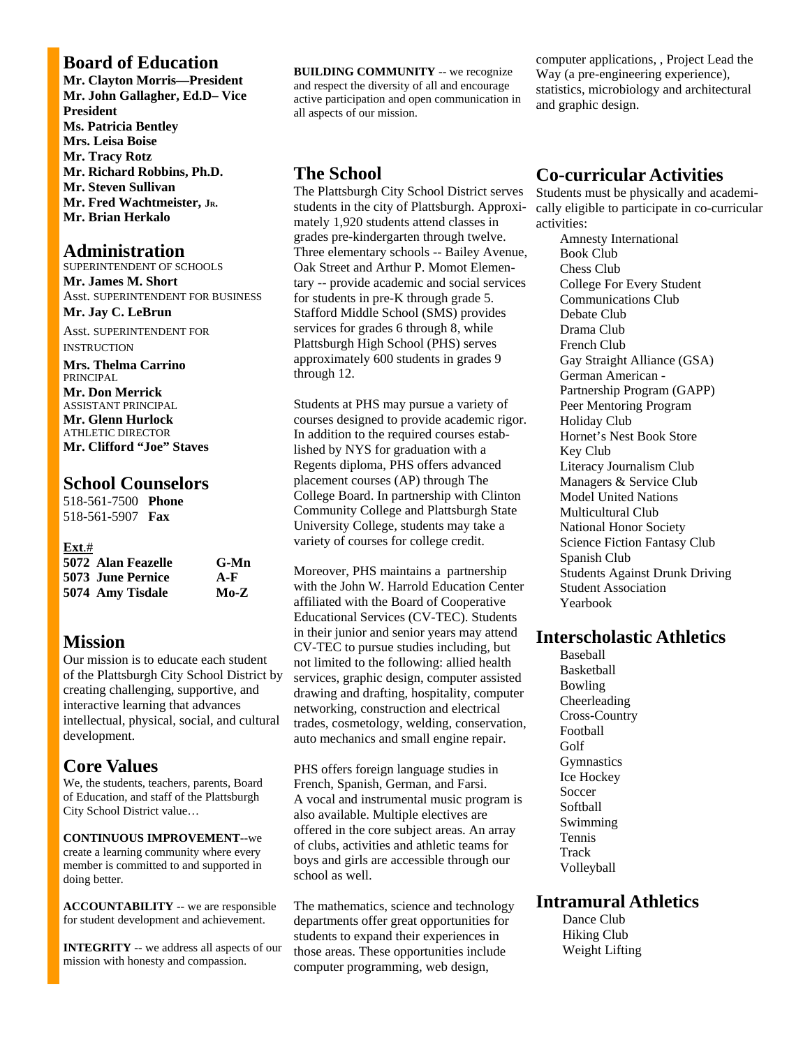## Board of Education

**Mr. Clayton Morris—President**
**Mr. John Gallagher, Ed.D– Vice President**
**Ms. Patricia Bentley**
**Mrs. Leisa Boise**
**Mr. Tracy Rotz**
**Mr. Richard Robbins, Ph.D.**
**Mr. Steven Sullivan**
**Mr. Fred Wachtmeister, Jr.**
**Mr. Brian Herkalo**

## Administration

SUPERINTENDENT OF SCHOOLS
**Mr. James M. Short**
Asst. SUPERINTENDENT FOR BUSINESS
**Mr. Jay C. LeBrun**
Asst. SUPERINTENDENT FOR INSTRUCTION
**Mrs. Thelma Carrino**
PRINCIPAL
**Mr. Don Merrick**
ASSISTANT PRINCIPAL
**Mr. Glenn Hurlock**
ATHLETIC DIRECTOR
**Mr. Clifford "Joe" Staves**

## School Counselors

518-561-7500 **Phone**
518-561-5907 **Fax**

| **Ext.#** | | |
|---|---|---|
| **5072** | **Alan Feazelle** | **G-Mn** |
| **5073** | **June Pernice** | **A-F** |
| **5074** | **Amy Tisdale** | **Mo-Z** |

## Mission

Our mission is to educate each student of the Plattsburgh City School District by creating challenging, supportive, and interactive learning that advances intellectual, physical, social, and cultural development.

## Core Values

We, the students, teachers, parents, Board of Education, and staff of the Plattsburgh City School District value…

**CONTINUOUS IMPROVEMENT**--we create a learning community where every member is committed to and supported in doing better.

**ACCOUNTABILITY** -- we are responsible for student development and achievement.

**INTEGRITY** -- we address all aspects of our mission with honesty and compassion.

**BUILDING COMMUNITY** -- we recognize and respect the diversity of all and encourage active participation and open communication in all aspects of our mission.

## The School

The Plattsburgh City School District serves students in the city of Plattsburgh. Approximately 1,920 students attend classes in grades pre-kindergarten through twelve. Three elementary schools -- Bailey Avenue, Oak Street and Arthur P. Momot Elementary -- provide academic and social services for students in pre-K through grade 5. Stafford Middle School (SMS) provides services for grades 6 through 8, while Plattsburgh High School (PHS) serves approximately 600 students in grades 9 through 12.

Students at PHS may pursue a variety of courses designed to provide academic rigor. In addition to the required courses established by NYS for graduation with a Regents diploma, PHS offers advanced placement courses (AP) through The College Board. In partnership with Clinton Community College and Plattsburgh State University College, students may take a variety of courses for college credit.

Moreover, PHS maintains a partnership with the John W. Harrold Education Center affiliated with the Board of Cooperative Educational Services (CV-TEC). Students in their junior and senior years may attend CV-TEC to pursue studies including, but not limited to the following: allied health services, graphic design, computer assisted drawing and drafting, hospitality, computer networking, construction and electrical trades, cosmetology, welding, conservation, auto mechanics and small engine repair.

PHS offers foreign language studies in French, Spanish, German, and Farsi. A vocal and instrumental music program is also available. Multiple electives are offered in the core subject areas. An array of clubs, activities and athletic teams for boys and girls are accessible through our school as well.

The mathematics, science and technology departments offer great opportunities for students to expand their experiences in those areas. These opportunities include computer programming, web design, computer applications, , Project Lead the Way (a pre-engineering experience), statistics, microbiology and architectural and graphic design.

## Co-curricular Activities

Students must be physically and academically eligible to participate in co-curricular activities:

- Amnesty International
- Book Club
- Chess Club
- College For Every Student
- Communications Club
- Debate Club
- Drama Club
- French Club
- Gay Straight Alliance (GSA)
- German American - Partnership Program (GAPP)
- Peer Mentoring Program
- Holiday Club
- Hornet's Nest Book Store
- Key Club
- Literacy Journalism Club
- Managers & Service Club
- Model United Nations
- Multicultural Club
- National Honor Society
- Science Fiction Fantasy Club
- Spanish Club
- Students Against Drunk Driving
- Student Association
- Yearbook

## Interscholastic Athletics

- Baseball
- Basketball
- Bowling
- Cheerleading
- Cross-Country
- Football
- Golf
- Gymnastics
- Ice Hockey
- Soccer
- Softball
- Swimming
- Tennis
- Track
- Volleyball

## Intramural Athletics

- Dance Club
- Hiking Club
- Weight Lifting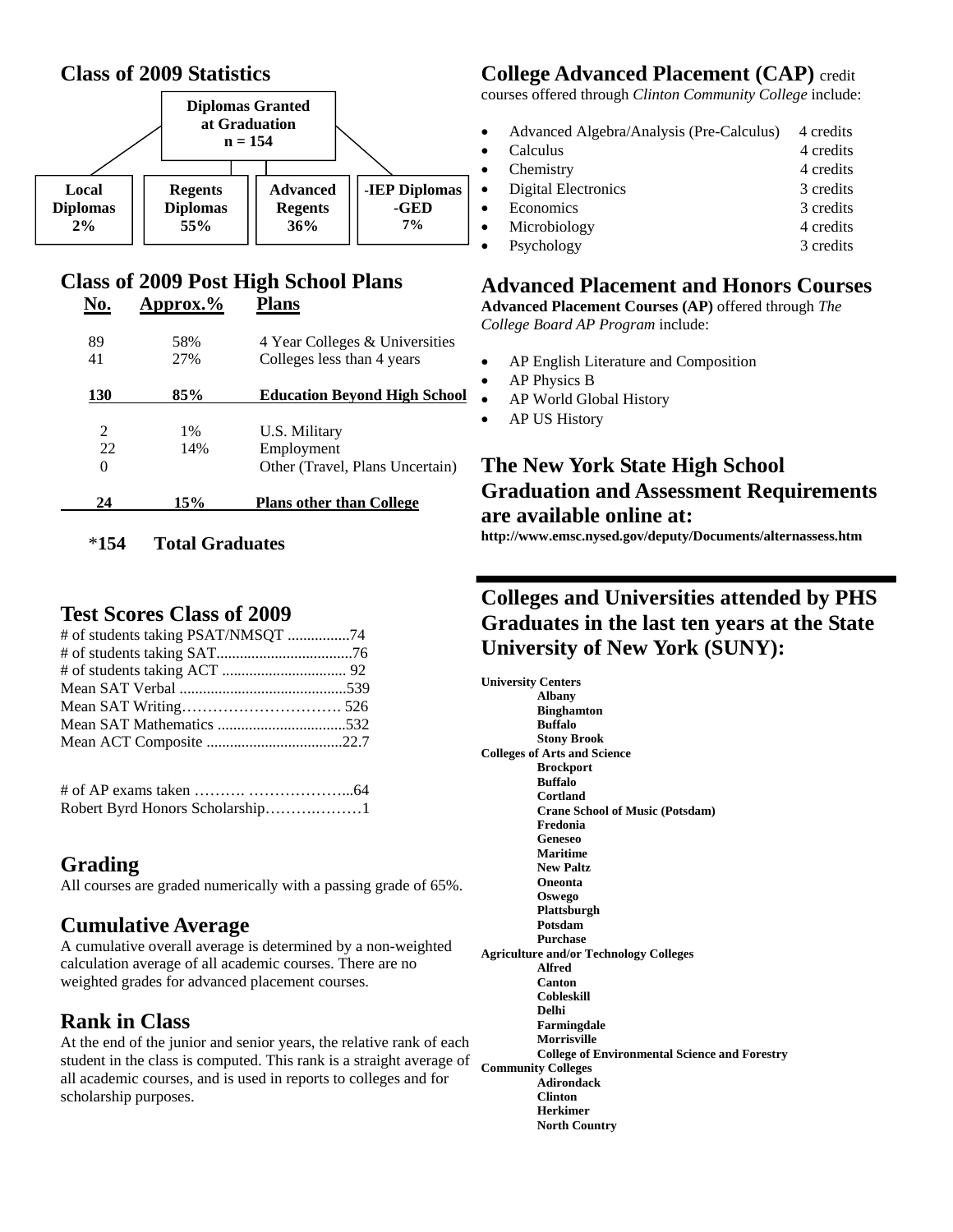## Class of 2009 Statistics

**Diplomas Granted at Graduation**
**n = 154**

| Local Diplomas | Regents Diplomas | Advanced Regents | -IEP Diplomas -GED |
|---|---|---|---|
| 2% | 55% | 36% | 7% |

## Class of 2009 Post High School Plans

| No. | Approx.% | Plans |
|---|---|---|
| 89 | 58% | 4 Year Colleges & Universities |
| 41 | 27% | Colleges less than 4 years |
| **130** | **85%** | **Education Beyond High School** |
| 2 | 1% | U.S. Military |
| 22 | 14% | Employment |
| 0 | | Other (Travel, Plans Uncertain) |
| **24** | **15%** | **Plans other than College** |

*154 **Total Graduates**

## Test Scores Class of 2009

# of students taking PSAT/NMSQT ................74
# of students taking SAT...................................76
# of students taking ACT ................................ 92
Mean SAT Verbal ...........................................539
Mean SAT Writing…………………………. 526
Mean SAT Mathematics .................................532
Mean ACT Composite ...................................22.7

# of AP exams taken ………. ………………...64
Robert Byrd Honors Scholarship………………1

## Grading

All courses are graded numerically with a passing grade of 65%.

## Cumulative Average

A cumulative overall average is determined by a non-weighted calculation average of all academic courses. There are no weighted grades for advanced placement courses.

## Rank in Class

At the end of the junior and senior years, the relative rank of each student in the class is computed. This rank is a straight average of all academic courses, and is used in reports to colleges and for scholarship purposes.

## College Advanced Placement (CAP) credit

courses offered through *Clinton Community College* include:

- Advanced Algebra/Analysis (Pre-Calculus) 4 credits
- Calculus 4 credits
- Chemistry 4 credits
- Digital Electronics 3 credits
- Economics 3 credits
- Microbiology 4 credits
- Psychology 3 credits

## Advanced Placement and Honors Courses

**Advanced Placement Courses (AP)** offered through *The College Board AP Program* include:

- AP English Literature and Composition
- AP Physics B
- AP World Global History
- AP US History

## The New York State High School Graduation and Assessment Requirements are available online at:

**http://www.emsc.nysed.gov/deputy/Documents/alternassess.htm**

## Colleges and Universities attended by PHS Graduates in the last ten years at the State University of New York (SUNY):

**University Centers**
- **Albany**
- **Binghamton**
- **Buffalo**
- **Stony Brook**

**Colleges of Arts and Science**
- **Brockport**
- **Buffalo**
- **Cortland**
- **Crane School of Music (Potsdam)**
- **Fredonia**
- **Geneseo**
- **Maritime**
- **New Paltz**
- **Oneonta**
- **Oswego**
- **Plattsburgh**
- **Potsdam**
- **Purchase**

**Agriculture and/or Technology Colleges**
- **Alfred**
- **Canton**
- **Cobleskill**
- **Delhi**
- **Farmingdale**
- **Morrisville**
- **College of Environmental Science and Forestry**

**Community Colleges**
- **Adirondack**
- **Clinton**
- **Herkimer**
- **North Country**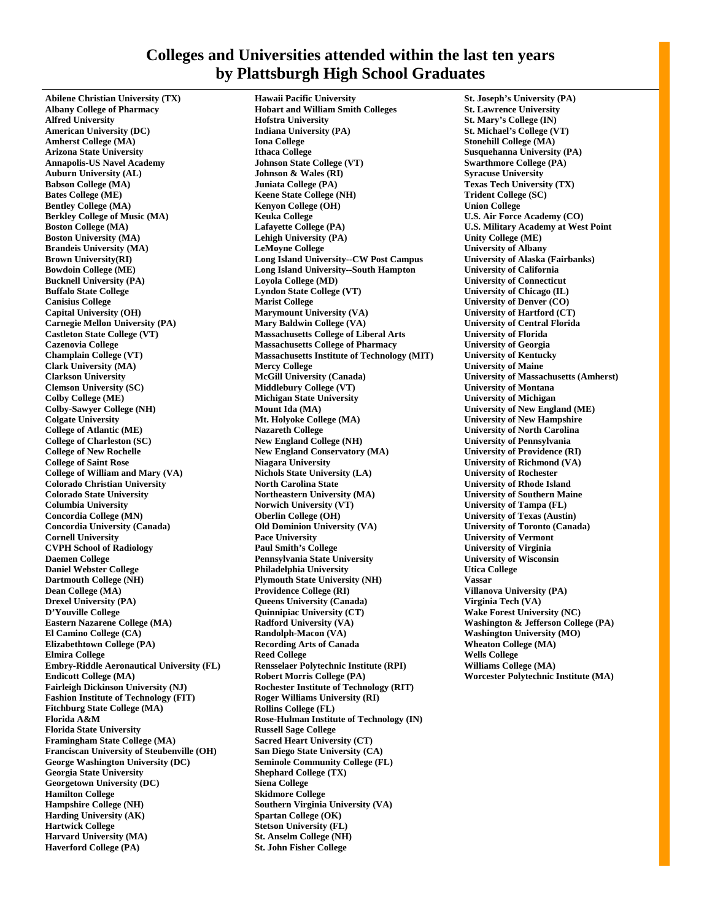# Colleges and Universities attended within the last ten years by Plattsburgh High School Graduates

**Abilene Christian University (TX)**
**Albany College of Pharmacy**
**Alfred University**
**American University (DC)**
**Amherst College (MA)**
**Arizona State University**
**Annapolis-US Navel Academy**
**Auburn University (AL)**
**Babson College (MA)**
**Bates College (ME)**
**Bentley College (MA)**
**Berkley College of Music (MA)**
**Boston College (MA)**
**Boston University (MA)**
**Brandeis University (MA)**
**Brown University(RI)**
**Bowdoin College (ME)**
**Bucknell University (PA)**
**Buffalo State College**
**Canisius College**
**Capital University (OH)**
**Carnegie Mellon University (PA)**
**Castleton State College (VT)**
**Cazenovia College**
**Champlain College (VT)**
**Clark University (MA)**
**Clarkson University**
**Clemson University (SC)**
**Colby College (ME)**
**Colby-Sawyer College (NH)**
**Colgate University**
**College of Atlantic (ME)**
**College of Charleston (SC)**
**College of New Rochelle**
**College of Saint Rose**
**College of William and Mary (VA)**
**Colorado Christian University**
**Colorado State University**
**Columbia University**
**Concordia College (MN)**
**Concordia University (Canada)**
**Cornell University**
**CVPH School of Radiology**
**Daemen College**
**Daniel Webster College**
**Dartmouth College (NH)**
**Dean College (MA)**
**Drexel University (PA)**
**D'Youville College**
**Eastern Nazarene College (MA)**
**El Camino College (CA)**
**Elizabethtown College (PA)**
**Elmira College**
**Embry-Riddle Aeronautical University (FL)**
**Endicott College (MA)**
**Fairleigh Dickinson University (NJ)**
**Fashion Institute of Technology (FIT)**
**Fitchburg State College (MA)**
**Florida A&M**
**Florida State University**
**Framingham State College (MA)**
**Franciscan University of Steubenville (OH)**
**George Washington University (DC)**
**Georgia State University**
**Georgetown University (DC)**
**Hamilton College**
**Hampshire College (NH)**
**Harding University (AK)**
**Hartwick College**
**Harvard University (MA)**
**Haverford College (PA)**
**Hawaii Pacific University**
**Hobart and William Smith Colleges**
**Hofstra University**
**Indiana University (PA)**
**Iona College**
**Ithaca College**
**Johnson State College (VT)**
**Johnson & Wales (RI)**
**Juniata College (PA)**
**Keene State College (NH)**
**Kenyon College (OH)**
**Keuka College**
**Lafayette College (PA)**
**Lehigh University (PA)**
**LeMoyne College**
**Long Island University--CW Post Campus**
**Long Island University--South Hampton**
**Loyola College (MD)**
**Lyndon State College (VT)**
**Marist College**
**Marymount University (VA)**
**Mary Baldwin College (VA)**
**Massachusetts College of Liberal Arts**
**Massachusetts College of Pharmacy**
**Massachusetts Institute of Technology (MIT)**
**Mercy College**
**McGill University (Canada)**
**Middlebury College (VT)**
**Michigan State University**
**Mount Ida (MA)**
**Mt. Holyoke College (MA)**
**Nazareth College**
**New England College (NH)**
**New England Conservatory (MA)**
**Niagara University**
**Nichols State University (LA)**
**North Carolina State**
**Northeastern University (MA)**
**Norwich University (VT)**
**Oberlin College (OH)**
**Old Dominion University (VA)**
**Pace University**
**Paul Smith's College**
**Pennsylvania State University**
**Philadelphia University**
**Plymouth State University (NH)**
**Providence College (RI)**
**Queens University (Canada)**
**Quinnipiac University (CT)**
**Radford University (VA)**
**Randolph-Macon (VA)**
**Recording Arts of Canada**
**Reed College**
**Rensselaer Polytechnic Institute (RPI)**
**Robert Morris College (PA)**
**Rochester Institute of Technology (RIT)**
**Roger Williams University (RI)**
**Rollins College (FL)**
**Rose-Hulman Institute of Technology (IN)**
**Russell Sage College**
**Sacred Heart University (CT)**
**San Diego State University (CA)**
**Seminole Community College (FL)**
**Shephard College (TX)**
**Siena College**
**Skidmore College**
**Southern Virginia University (VA)**
**Spartan College (OK)**
**Stetson University (FL)**
**St. Anselm College (NH)**
**St. John Fisher College**
**St. Joseph's University (PA)**
**St. Lawrence University**
**St. Mary's College (IN)**
**St. Michael's College (VT)**
**Stonehill College (MA)**
**Susquehanna University (PA)**
**Swarthmore College (PA)**
**Syracuse University**
**Texas Tech University (TX)**
**Trident College (SC)**
**Union College**
**U.S. Air Force Academy (CO)**
**U.S. Military Academy at West Point**
**Unity College (ME)**
**University of Albany**
**University of Alaska (Fairbanks)**
**University of California**
**University of Connecticut**
**University of Chicago (IL)**
**University of Denver (CO)**
**University of Hartford (CT)**
**University of Central Florida**
**University of Florida**
**University of Georgia**
**University of Kentucky**
**University of Maine**
**University of Massachusetts (Amherst)**
**University of Montana**
**University of Michigan**
**University of New England (ME)**
**University of New Hampshire**
**University of North Carolina**
**University of Pennsylvania**
**University of Providence (RI)**
**University of Richmond (VA)**
**University of Rochester**
**University of Rhode Island**
**University of Southern Maine**
**University of Tampa (FL)**
**University of Texas (Austin)**
**University of Toronto (Canada)**
**University of Vermont**
**University of Virginia**
**University of Wisconsin**
**Utica College**
**Vassar**
**Villanova University (PA)**
**Virginia Tech (VA)**
**Wake Forest University (NC)**
**Washington & Jefferson College (PA)**
**Washington University (MO)**
**Wheaton College (MA)**
**Wells College**
**Williams College (MA)**
**Worcester Polytechnic Institute (MA)**